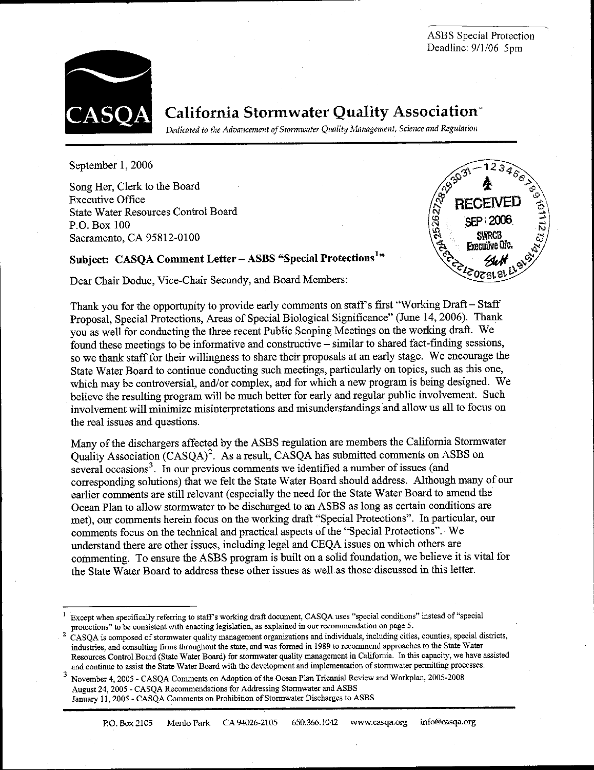ASBS Special Protection
Deadline: 9/1/06 5pm

# California Stormwater Quality Association

*Dedicated to the Advancement of Stormwater Quality Management, Science and Regulation*

September 1, 2006

Song Her, Clerk to the Board
Executive Office
State Water Resources Control Board
P.O. Box 100
Sacramento, CA 95812-0100

RECEIVED
SEP 1 2006
SWRCB
Executive Ofc.

**Subject: CASQA Comment Letter – ASBS "Special Protections[1]"**

Dear Chair Doduc, Vice-Chair Secundy, and Board Members:

Thank you for the opportunity to provide early comments on staff's first "Working Draft – Staff Proposal, Special Protections, Areas of Special Biological Significance" (June 14, 2006). Thank you as well for conducting the three recent Public Scoping Meetings on the working draft. We found these meetings to be informative and constructive – similar to shared fact-finding sessions, so we thank staff for their willingness to share their proposals at an early stage. We encourage the State Water Board to continue conducting such meetings, particularly on topics, such as this one, which may be controversial, and/or complex, and for which a new program is being designed. We believe the resulting program will be much better for early and regular public involvement. Such involvement will minimize misinterpretations and misunderstandings and allow us all to focus on the real issues and questions.

Many of the dischargers affected by the ASBS regulation are members the California Stormwater Quality Association (CASQA)[2]. As a result, CASQA has submitted comments on ASBS on several occasions[3]. In our previous comments we identified a number of issues (and corresponding solutions) that we felt the State Water Board should address. Although many of our earlier comments are still relevant (especially the need for the State Water Board to amend the Ocean Plan to allow stormwater to be discharged to an ASBS as long as certain conditions are met), our comments herein focus on the working draft "Special Protections". In particular, our comments focus on the technical and practical aspects of the "Special Protections". We understand there are other issues, including legal and CEQA issues on which others are commenting. To ensure the ASBS program is built on a solid foundation, we believe it is vital for the State Water Board to address these other issues as well as those discussed in this letter.

---

[1] Except when specifically referring to staff's working draft document, CASQA uses "special conditions" instead of "special protections" to be consistent with enacting legislation, as explained in our recommendation on page 5.

[2] CASQA is composed of stormwater quality management organizations and individuals, including cities, counties, special districts, industries, and consulting firms throughout the state, and was formed in 1989 to recommend approaches to the State Water Resources Control Board (State Water Board) for stormwater quality management in California. In this capacity, we have assisted and continue to assist the State Water Board with the development and implementation of stormwater permitting processes.

[3] November 4, 2005 - CASQA Comments on Adoption of the Ocean Plan Triennial Review and Workplan, 2005-2008
August 24, 2005 - CASQA Recommendations for Addressing Stormwater and ASBS
January 11, 2005 - CASQA Comments on Prohibition of Stormwater Discharges to ASBS

P.O. Box 2105 Menlo Park CA 94026-2105 650.366.1042 www.casqa.org info@casqa.org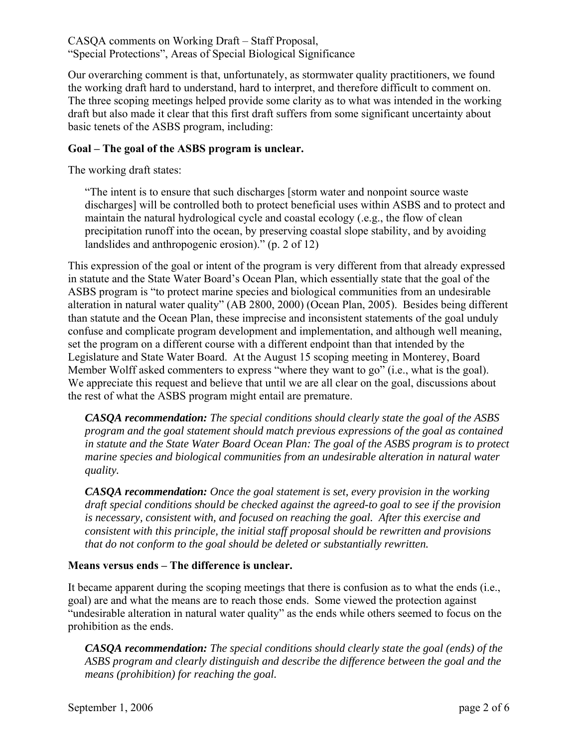CASQA comments on Working Draft – Staff Proposal,
"Special Protections", Areas of Special Biological Significance

Our overarching comment is that, unfortunately, as stormwater quality practitioners, we found the working draft hard to understand, hard to interpret, and therefore difficult to comment on. The three scoping meetings helped provide some clarity as to what was intended in the working draft but also made it clear that this first draft suffers from some significant uncertainty about basic tenets of the ASBS program, including:

**Goal – The goal of the ASBS program is unclear.**

The working draft states:

> "The intent is to ensure that such discharges [storm water and nonpoint source waste discharges] will be controlled both to protect beneficial uses within ASBS and to protect and maintain the natural hydrological cycle and coastal ecology (e.g., the flow of clean precipitation runoff into the ocean, by preserving coastal slope stability, and by avoiding landslides and anthropogenic erosion)." (p. 2 of 12)

This expression of the goal or intent of the program is very different from that already expressed in statute and the State Water Board's Ocean Plan, which essentially state that the goal of the ASBS program is "to protect marine species and biological communities from an undesirable alteration in natural water quality" (AB 2800, 2000) (Ocean Plan, 2005). Besides being different than statute and the Ocean Plan, these imprecise and inconsistent statements of the goal unduly confuse and complicate program development and implementation, and although well meaning, set the program on a different course with a different endpoint than that intended by the Legislature and State Water Board. At the August 15 scoping meeting in Monterey, Board Member Wolff asked commenters to express "where they want to go" (i.e., what is the goal). We appreciate this request and believe that until we are all clear on the goal, discussions about the rest of what the ASBS program might entail are premature.

> ***CASQA recommendation:*** *The special conditions should clearly state the goal of the ASBS program and the goal statement should match previous expressions of the goal as contained in statute and the State Water Board Ocean Plan: The goal of the ASBS program is to protect marine species and biological communities from an undesirable alteration in natural water quality.*

> ***CASQA recommendation:*** *Once the goal statement is set, every provision in the working draft special conditions should be checked against the agreed-to goal to see if the provision is necessary, consistent with, and focused on reaching the goal. After this exercise and consistent with this principle, the initial staff proposal should be rewritten and provisions that do not conform to the goal should be deleted or substantially rewritten.*

**Means versus ends – The difference is unclear.**

It became apparent during the scoping meetings that there is confusion as to what the ends (i.e., goal) are and what the means are to reach those ends. Some viewed the protection against "undesirable alteration in natural water quality" as the ends while others seemed to focus on the prohibition as the ends.

> ***CASQA recommendation:*** *The special conditions should clearly state the goal (ends) of the ASBS program and clearly distinguish and describe the difference between the goal and the means (prohibition) for reaching the goal.*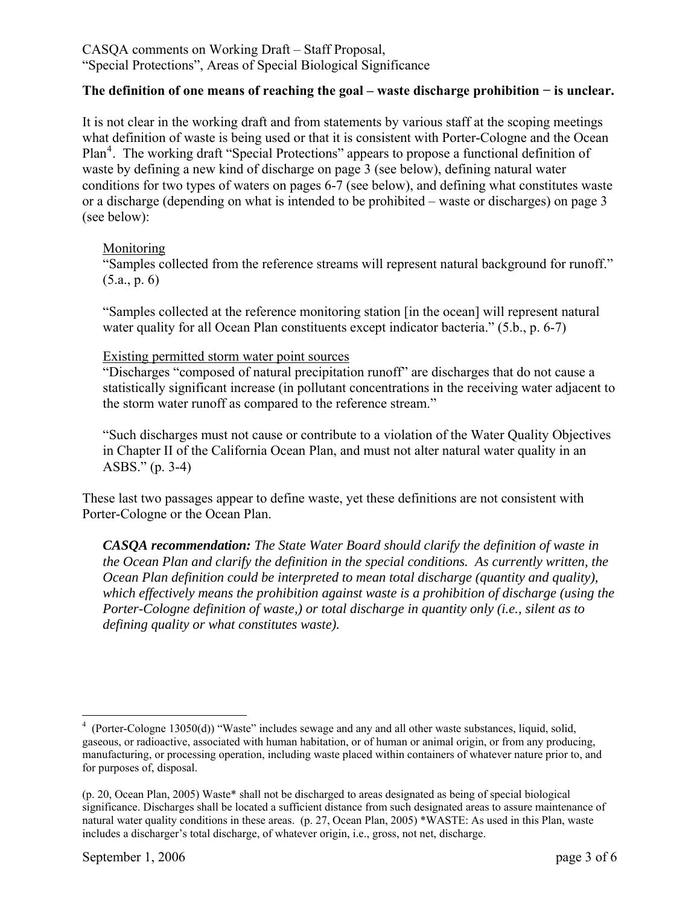**The definition of one means of reaching the goal – waste discharge prohibition − is unclear.**

It is not clear in the working draft and from statements by various staff at the scoping meetings what definition of waste is being used or that it is consistent with Porter-Cologne and the Ocean Plan[4]. The working draft "Special Protections" appears to propose a functional definition of waste by defining a new kind of discharge on page 3 (see below), defining natural water conditions for two types of waters on pages 6-7 (see below), and defining what constitutes waste or a discharge (depending on what is intended to be prohibited – waste or discharges) on page 3 (see below):

> Monitoring
>
> "Samples collected from the reference streams will represent natural background for runoff." (5.a., p. 6)
>
> "Samples collected at the reference monitoring station [in the ocean] will represent natural water quality for all Ocean Plan constituents except indicator bacteria." (5.b., p. 6-7)
>
> Existing permitted storm water point sources
>
> "Discharges "composed of natural precipitation runoff" are discharges that do not cause a statistically significant increase (in pollutant concentrations in the receiving water adjacent to the storm water runoff as compared to the reference stream."
>
> "Such discharges must not cause or contribute to a violation of the Water Quality Objectives in Chapter II of the California Ocean Plan, and must not alter natural water quality in an ASBS." (p. 3-4)

These last two passages appear to define waste, yet these definitions are not consistent with Porter-Cologne or the Ocean Plan.

> ***CASQA recommendation:*** *The State Water Board should clarify the definition of waste in the Ocean Plan and clarify the definition in the special conditions. As currently written, the Ocean Plan definition could be interpreted to mean total discharge (quantity and quality), which effectively means the prohibition against waste is a prohibition of discharge (using the Porter-Cologne definition of waste,) or total discharge in quantity only (i.e., silent as to defining quality or what constitutes waste).*

---

[4] (Porter-Cologne 13050(d)) "Waste" includes sewage and any and all other waste substances, liquid, solid, gaseous, or radioactive, associated with human habitation, or of human or animal origin, or from any producing, manufacturing, or processing operation, including waste placed within containers of whatever nature prior to, and for purposes of, disposal.

(p. 20, Ocean Plan, 2005) Waste* shall not be discharged to areas designated as being of special biological significance. Discharges shall be located a sufficient distance from such designated areas to assure maintenance of natural water quality conditions in these areas. (p. 27, Ocean Plan, 2005) *WASTE: As used in this Plan, waste includes a discharger's total discharge, of whatever origin, i.e., gross, not net, discharge.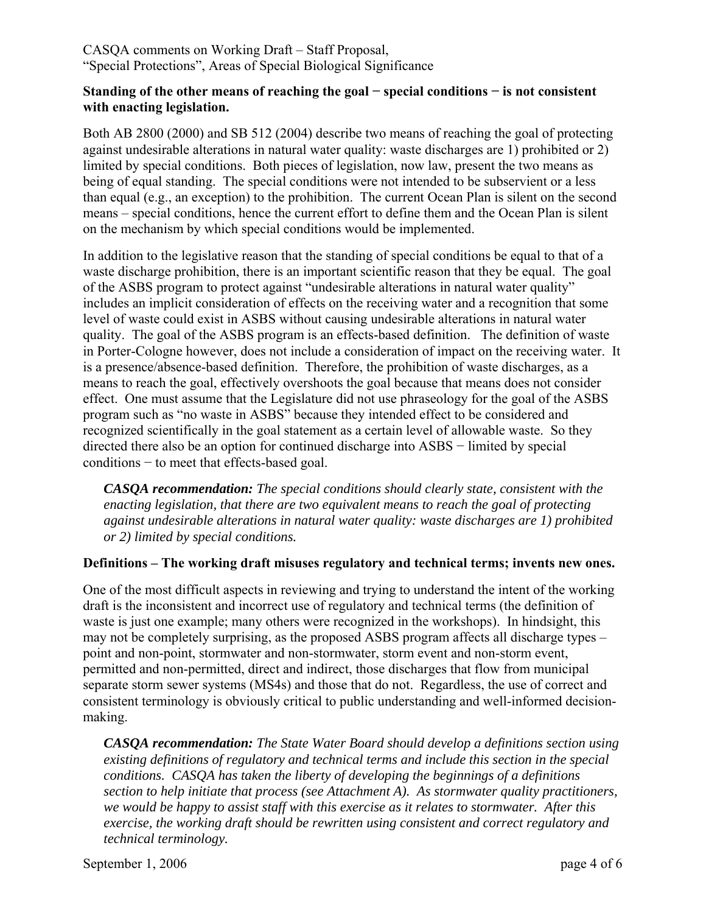**Standing of the other means of reaching the goal − special conditions − is not consistent with enacting legislation.**

Both AB 2800 (2000) and SB 512 (2004) describe two means of reaching the goal of protecting against undesirable alterations in natural water quality: waste discharges are 1) prohibited or 2) limited by special conditions. Both pieces of legislation, now law, present the two means as being of equal standing. The special conditions were not intended to be subservient or a less than equal (e.g., an exception) to the prohibition. The current Ocean Plan is silent on the second means – special conditions, hence the current effort to define them and the Ocean Plan is silent on the mechanism by which special conditions would be implemented.

In addition to the legislative reason that the standing of special conditions be equal to that of a waste discharge prohibition, there is an important scientific reason that they be equal. The goal of the ASBS program to protect against "undesirable alterations in natural water quality" includes an implicit consideration of effects on the receiving water and a recognition that some level of waste could exist in ASBS without causing undesirable alterations in natural water quality. The goal of the ASBS program is an effects-based definition. The definition of waste in Porter-Cologne however, does not include a consideration of impact on the receiving water. It is a presence/absence-based definition. Therefore, the prohibition of waste discharges, as a means to reach the goal, effectively overshoots the goal because that means does not consider effect. One must assume that the Legislature did not use phraseology for the goal of the ASBS program such as "no waste in ASBS" because they intended effect to be considered and recognized scientifically in the goal statement as a certain level of allowable waste. So they directed there also be an option for continued discharge into ASBS − limited by special conditions − to meet that effects-based goal.

> ***CASQA recommendation:*** *The special conditions should clearly state, consistent with the enacting legislation, that there are two equivalent means to reach the goal of protecting against undesirable alterations in natural water quality: waste discharges are 1) prohibited or 2) limited by special conditions.*

**Definitions – The working draft misuses regulatory and technical terms; invents new ones.**

One of the most difficult aspects in reviewing and trying to understand the intent of the working draft is the inconsistent and incorrect use of regulatory and technical terms (the definition of waste is just one example; many others were recognized in the workshops). In hindsight, this may not be completely surprising, as the proposed ASBS program affects all discharge types – point and non-point, stormwater and non-stormwater, storm event and non-storm event, permitted and non-permitted, direct and indirect, those discharges that flow from municipal separate storm sewer systems (MS4s) and those that do not. Regardless, the use of correct and consistent terminology is obviously critical to public understanding and well-informed decision-making.

> ***CASQA recommendation:*** *The State Water Board should develop a definitions section using existing definitions of regulatory and technical terms and include this section in the special conditions. CASQA has taken the liberty of developing the beginnings of a definitions section to help initiate that process (see Attachment A). As stormwater quality practitioners, we would be happy to assist staff with this exercise as it relates to stormwater. After this exercise, the working draft should be rewritten using consistent and correct regulatory and technical terminology.*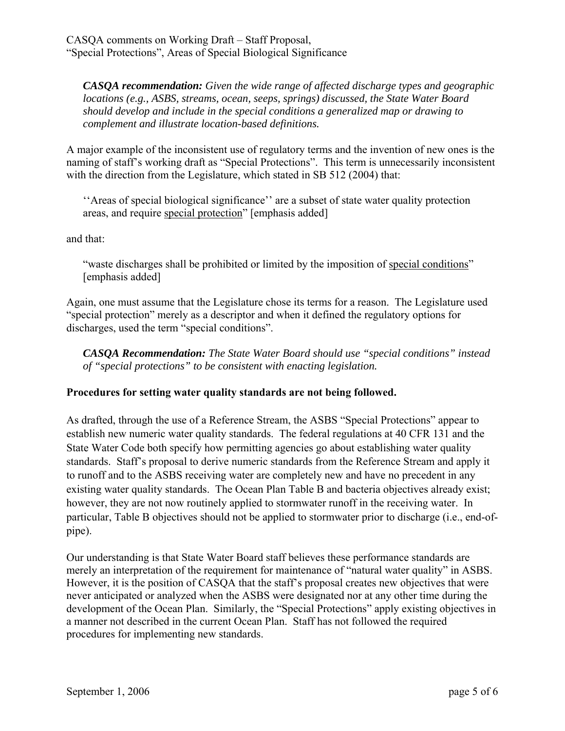> ***CASQA recommendation:*** *Given the wide range of affected discharge types and geographic locations (e.g., ASBS, streams, ocean, seeps, springs) discussed, the State Water Board should develop and include in the special conditions a generalized map or drawing to complement and illustrate location-based definitions.*

A major example of the inconsistent use of regulatory terms and the invention of new ones is the naming of staff's working draft as "Special Protections". This term is unnecessarily inconsistent with the direction from the Legislature, which stated in SB 512 (2004) that:

> ''Areas of special biological significance'' are a subset of state water quality protection areas, and require <u>special protection</u>" [emphasis added]

and that:

> "waste discharges shall be prohibited or limited by the imposition of <u>special conditions</u>" [emphasis added]

Again, one must assume that the Legislature chose its terms for a reason. The Legislature used "special protection" merely as a descriptor and when it defined the regulatory options for discharges, used the term "special conditions".

> ***CASQA Recommendation:*** *The State Water Board should use "special conditions" instead of "special protections" to be consistent with enacting legislation.*

**Procedures for setting water quality standards are not being followed.**

As drafted, through the use of a Reference Stream, the ASBS "Special Protections" appear to establish new numeric water quality standards. The federal regulations at 40 CFR 131 and the State Water Code both specify how permitting agencies go about establishing water quality standards. Staff's proposal to derive numeric standards from the Reference Stream and apply it to runoff and to the ASBS receiving water are completely new and have no precedent in any existing water quality standards. The Ocean Plan Table B and bacteria objectives already exist; however, they are not now routinely applied to stormwater runoff in the receiving water. In particular, Table B objectives should not be applied to stormwater prior to discharge (i.e., end-of-pipe).

Our understanding is that State Water Board staff believes these performance standards are merely an interpretation of the requirement for maintenance of "natural water quality" in ASBS. However, it is the position of CASQA that the staff's proposal creates new objectives that were never anticipated or analyzed when the ASBS were designated nor at any other time during the development of the Ocean Plan. Similarly, the "Special Protections" apply existing objectives in a manner not described in the current Ocean Plan. Staff has not followed the required procedures for implementing new standards.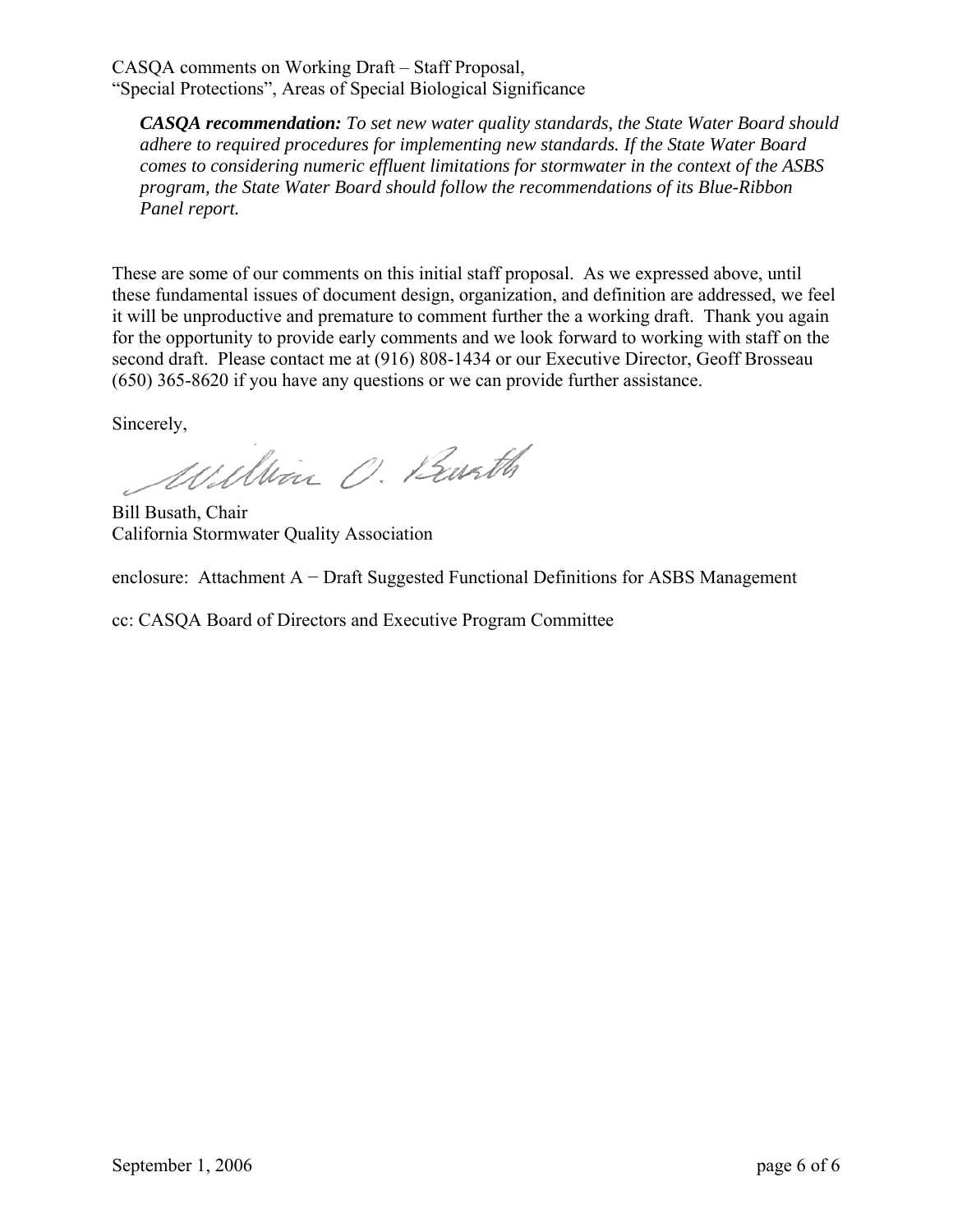***CASQA recommendation:*** *To set new water quality standards, the State Water Board should adhere to required procedures for implementing new standards. If the State Water Board comes to considering numeric effluent limitations for stormwater in the context of the ASBS program, the State Water Board should follow the recommendations of its Blue-Ribbon Panel report.*

These are some of our comments on this initial staff proposal. As we expressed above, until these fundamental issues of document design, organization, and definition are addressed, we feel it will be unproductive and premature to comment further the a working draft. Thank you again for the opportunity to provide early comments and we look forward to working with staff on the second draft. Please contact me at (916) 808-1434 or our Executive Director, Geoff Brosseau (650) 365-8620 if you have any questions or we can provide further assistance.

Sincerely,

William O. Busath

Bill Busath, Chair
California Stormwater Quality Association

enclosure: Attachment A − Draft Suggested Functional Definitions for ASBS Management

cc: CASQA Board of Directors and Executive Program Committee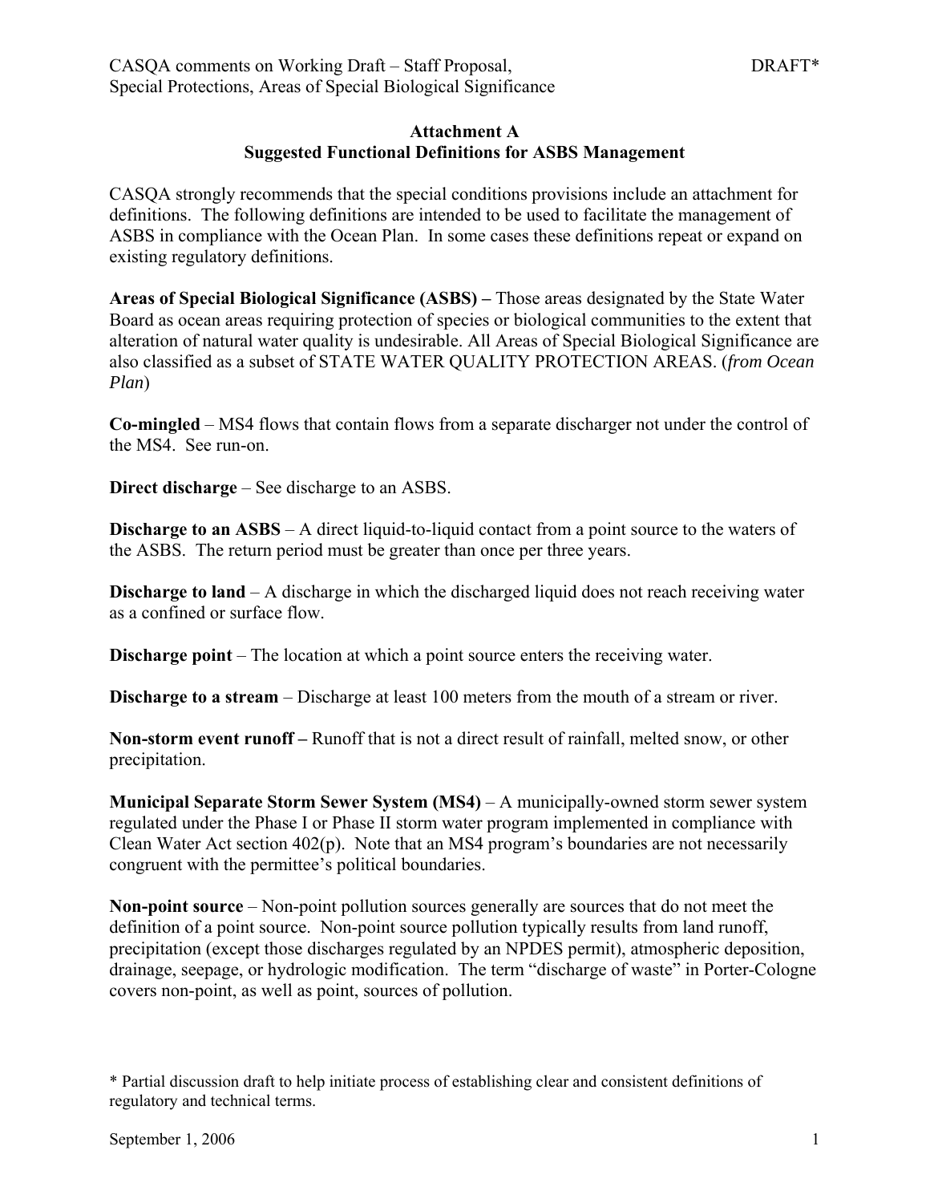### Attachment A
### Suggested Functional Definitions for ASBS Management

CASQA strongly recommends that the special conditions provisions include an attachment for definitions. The following definitions are intended to be used to facilitate the management of ASBS in compliance with the Ocean Plan. In some cases these definitions repeat or expand on existing regulatory definitions.

**Areas of Special Biological Significance (ASBS) –** Those areas designated by the State Water Board as ocean areas requiring protection of species or biological communities to the extent that alteration of natural water quality is undesirable. All Areas of Special Biological Significance are also classified as a subset of STATE WATER QUALITY PROTECTION AREAS. (*from Ocean Plan*)

**Co-mingled** – MS4 flows that contain flows from a separate discharger not under the control of the MS4. See run-on.

**Direct discharge** – See discharge to an ASBS.

**Discharge to an ASBS** – A direct liquid-to-liquid contact from a point source to the waters of the ASBS. The return period must be greater than once per three years.

**Discharge to land** – A discharge in which the discharged liquid does not reach receiving water as a confined or surface flow.

**Discharge point** – The location at which a point source enters the receiving water.

**Discharge to a stream** – Discharge at least 100 meters from the mouth of a stream or river.

**Non-storm event runoff –** Runoff that is not a direct result of rainfall, melted snow, or other precipitation.

**Municipal Separate Storm Sewer System (MS4)** – A municipally-owned storm sewer system regulated under the Phase I or Phase II storm water program implemented in compliance with Clean Water Act section 402(p). Note that an MS4 program's boundaries are not necessarily congruent with the permittee's political boundaries.

**Non-point source** – Non-point pollution sources generally are sources that do not meet the definition of a point source. Non-point source pollution typically results from land runoff, precipitation (except those discharges regulated by an NPDES permit), atmospheric deposition, drainage, seepage, or hydrologic modification. The term "discharge of waste" in Porter-Cologne covers non-point, as well as point, sources of pollution.

\* Partial discussion draft to help initiate process of establishing clear and consistent definitions of regulatory and technical terms.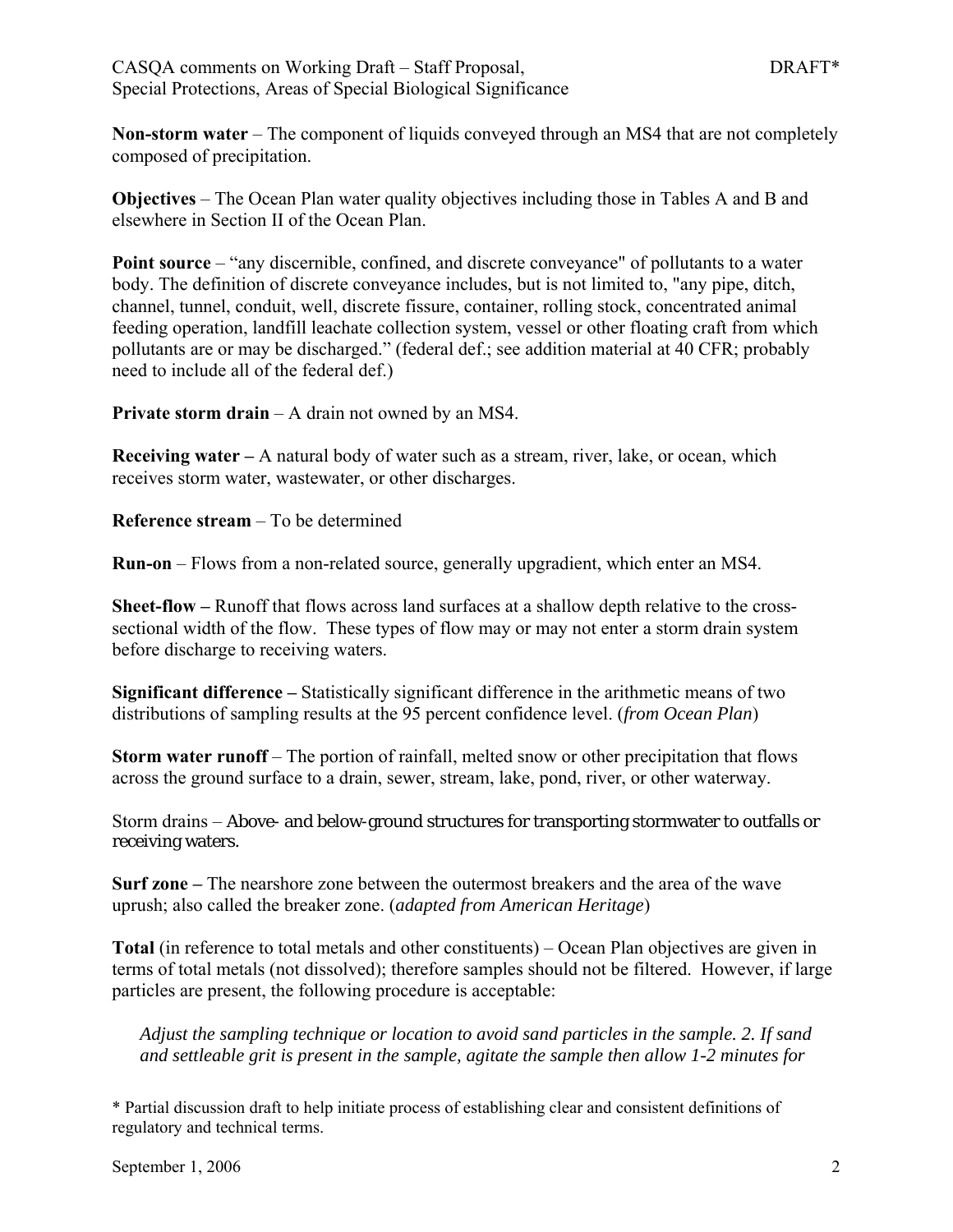**Non-storm water** – The component of liquids conveyed through an MS4 that are not completely composed of precipitation.

**Objectives** – The Ocean Plan water quality objectives including those in Tables A and B and elsewhere in Section II of the Ocean Plan.

**Point source** – "any discernible, confined, and discrete conveyance" of pollutants to a water body. The definition of discrete conveyance includes, but is not limited to, "any pipe, ditch, channel, tunnel, conduit, well, discrete fissure, container, rolling stock, concentrated animal feeding operation, landfill leachate collection system, vessel or other floating craft from which pollutants are or may be discharged." (federal def.; see addition material at 40 CFR; probably need to include all of the federal def.)

**Private storm drain** – A drain not owned by an MS4.

**Receiving water –** A natural body of water such as a stream, river, lake, or ocean, which receives storm water, wastewater, or other discharges.

**Reference stream** – To be determined

**Run-on** – Flows from a non-related source, generally upgradient, which enter an MS4.

**Sheet-flow –** Runoff that flows across land surfaces at a shallow depth relative to the cross-sectional width of the flow. These types of flow may or may not enter a storm drain system before discharge to receiving waters.

**Significant difference –** Statistically significant difference in the arithmetic means of two distributions of sampling results at the 95 percent confidence level. (*from Ocean Plan*)

**Storm water runoff** – The portion of rainfall, melted snow or other precipitation that flows across the ground surface to a drain, sewer, stream, lake, pond, river, or other waterway.

Storm drains – Above- and below-ground structures for transporting stormwater to outfalls or receiving waters.

**Surf zone –** The nearshore zone between the outermost breakers and the area of the wave uprush; also called the breaker zone. (*adapted from American Heritage*)

**Total** (in reference to total metals and other constituents) – Ocean Plan objectives are given in terms of total metals (not dissolved); therefore samples should not be filtered. However, if large particles are present, the following procedure is acceptable:

> *Adjust the sampling technique or location to avoid sand particles in the sample. 2. If sand and settleable grit is present in the sample, agitate the sample then allow 1-2 minutes for*

\* Partial discussion draft to help initiate process of establishing clear and consistent definitions of regulatory and technical terms.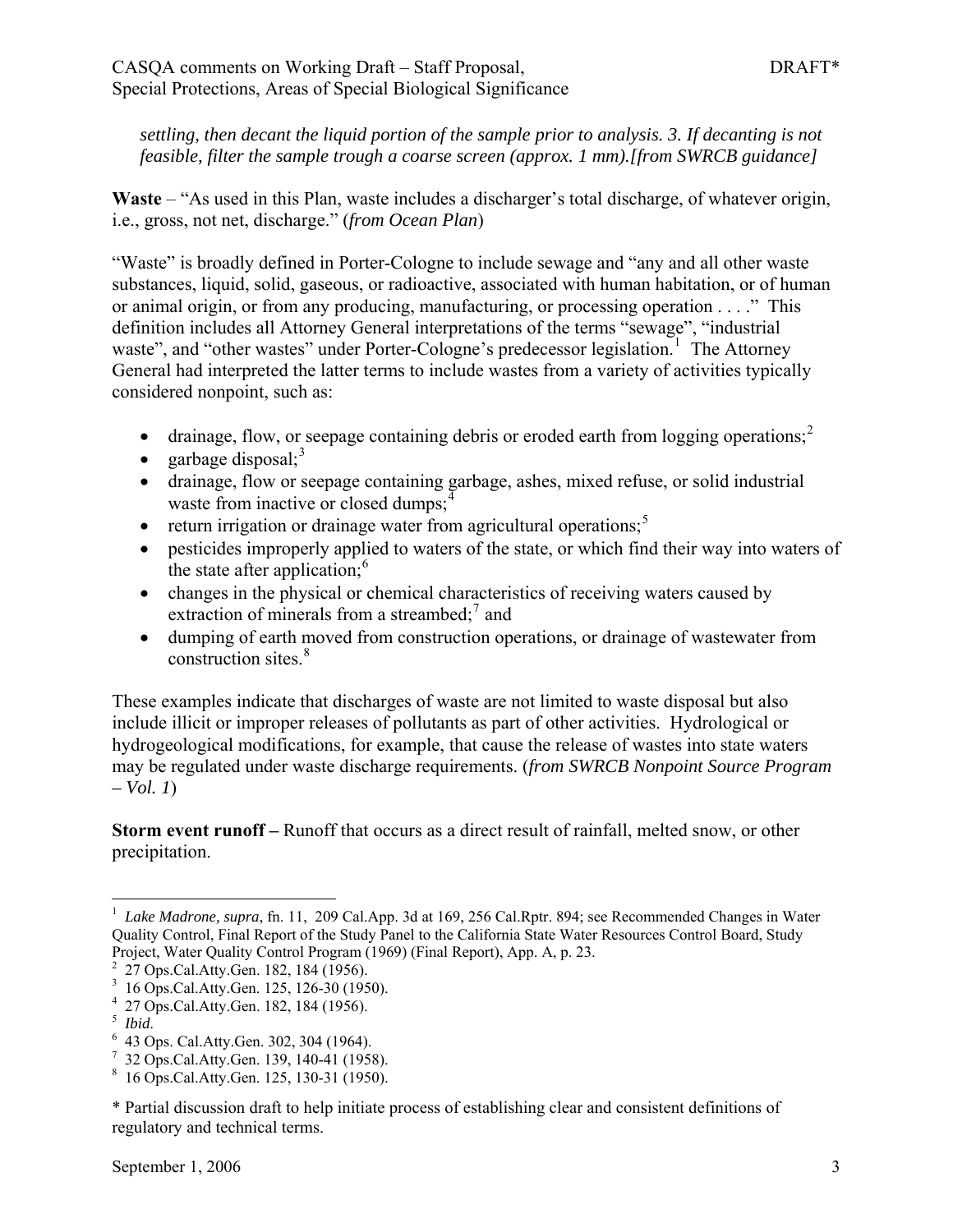*settling, then decant the liquid portion of the sample prior to analysis. 3. If decanting is not feasible, filter the sample trough a coarse screen (approx. 1 mm).[from SWRCB guidance]*

**Waste** – "As used in this Plan, waste includes a discharger's total discharge, of whatever origin, i.e., gross, not net, discharge." (*from Ocean Plan*)

"Waste" is broadly defined in Porter-Cologne to include sewage and "any and all other waste substances, liquid, solid, gaseous, or radioactive, associated with human habitation, or of human or animal origin, or from any producing, manufacturing, or processing operation . . . ." This definition includes all Attorney General interpretations of the terms "sewage", "industrial waste", and "other wastes" under Porter-Cologne's predecessor legislation.[1] The Attorney General had interpreted the latter terms to include wastes from a variety of activities typically considered nonpoint, such as:

- drainage, flow, or seepage containing debris or eroded earth from logging operations;[2]
- garbage disposal;[3]
- drainage, flow or seepage containing garbage, ashes, mixed refuse, or solid industrial waste from inactive or closed dumps;[4]
- return irrigation or drainage water from agricultural operations;[5]
- pesticides improperly applied to waters of the state, or which find their way into waters of the state after application;[6]
- changes in the physical or chemical characteristics of receiving waters caused by extraction of minerals from a streambed;[7] and
- dumping of earth moved from construction operations, or drainage of wastewater from construction sites.[8]

These examples indicate that discharges of waste are not limited to waste disposal but also include illicit or improper releases of pollutants as part of other activities. Hydrological or hydrogeological modifications, for example, that cause the release of wastes into state waters may be regulated under waste discharge requirements. (*from SWRCB Nonpoint Source Program – Vol. 1*)

**Storm event runoff –** Runoff that occurs as a direct result of rainfall, melted snow, or other precipitation.

---

[1] *Lake Madrone, supra*, fn. 11, 209 Cal.App. 3d at 169, 256 Cal.Rptr. 894; see Recommended Changes in Water Quality Control, Final Report of the Study Panel to the California State Water Resources Control Board, Study Project, Water Quality Control Program (1969) (Final Report), App. A, p. 23.

[2] 27 Ops.Cal.Atty.Gen. 182, 184 (1956).

[3] 16 Ops.Cal.Atty.Gen. 125, 126-30 (1950).

[4] 27 Ops.Cal.Atty.Gen. 182, 184 (1956).

[5] *Ibid*.

[6] 43 Ops. Cal.Atty.Gen. 302, 304 (1964).

[7] 32 Ops.Cal.Atty.Gen. 139, 140-41 (1958).

[8] 16 Ops.Cal.Atty.Gen. 125, 130-31 (1950).

* Partial discussion draft to help initiate process of establishing clear and consistent definitions of regulatory and technical terms.